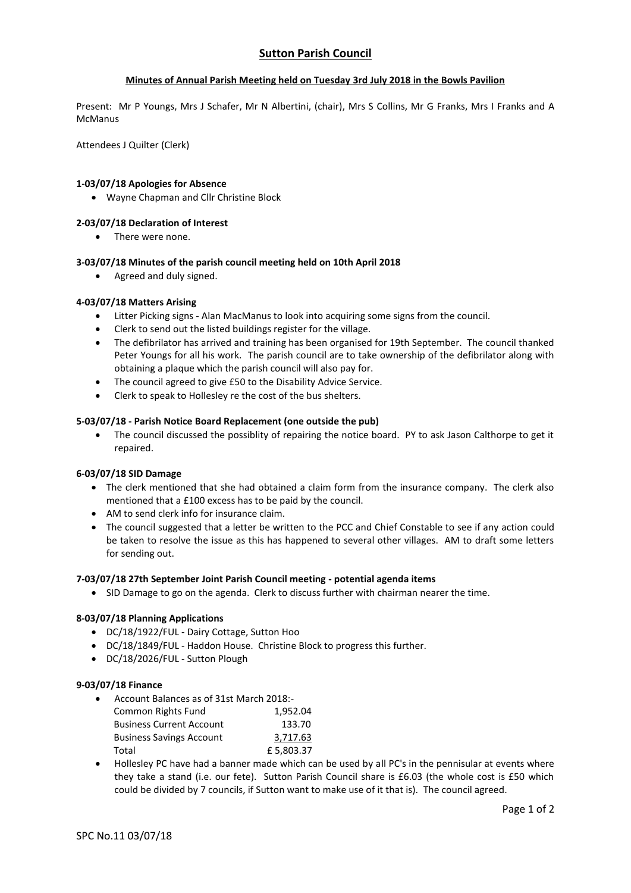# Sutton Parish Council

**Minutes of Annual Parish Meeting held on Tuesday 3rd July 2018 in the Bowls Pavilion**

Present: Mr P Youngs, Mrs J Schafer, Mr N Albertini, (chair), Mrs S Collins, Mr G Franks, Mrs I Franks and A McManus

Attendees J Quilter (Clerk)

### 1-03/07/18 Apologies for Absence

- Wayne Chapman and Cllr Christine Block

### 2-03/07/18 Declaration of Interest

- There were none.

### 3-03/07/18 Minutes of the parish council meeting held on 10th April 2018

- Agreed and duly signed.

### 4-03/07/18 Matters Arising

- Litter Picking signs - Alan MacManus to look into acquiring some signs from the council.
- Clerk to send out the listed buildings register for the village.
- The defibrilator has arrived and training has been organised for 19th September. The council thanked Peter Youngs for all his work. The parish council are to take ownership of the defibrilator along with obtaining a plaque which the parish council will also pay for.
- The council agreed to give £50 to the Disability Advice Service.
- Clerk to speak to Hollesley re the cost of the bus shelters.

### 5-03/07/18 - Parish Notice Board Replacement (one outside the pub)

- The council discussed the possiblity of repairing the notice board. PY to ask Jason Calthorpe to get it repaired.

### 6-03/07/18 SID Damage

- The clerk mentioned that she had obtained a claim form from the insurance company. The clerk also mentioned that a £100 excess has to be paid by the council.
- AM to send clerk info for insurance claim.
- The council suggested that a letter be written to the PCC and Chief Constable to see if any action could be taken to resolve the issue as this has happened to several other villages. AM to draft some letters for sending out.

### 7-03/07/18 27th September Joint Parish Council meeting - potential agenda items

- SID Damage to go on the agenda. Clerk to discuss further with chairman nearer the time.

### 8-03/07/18 Planning Applications

- DC/18/1922/FUL - Dairy Cottage, Sutton Hoo
- DC/18/1849/FUL - Haddon House. Christine Block to progress this further.
- DC/18/2026/FUL - Sutton Plough

### 9-03/07/18 Finance

- Account Balances as of 31st March 2018:-

| | |
|---|---|
| Common Rights Fund | 1,952.04 |
| Business Current Account | 133.70 |
| Business Savings Account | 3,717.63 |
| Total | £ 5,803.37 |

- Hollesley PC have had a banner made which can be used by all PC's in the pennisular at events where they take a stand (i.e. our fete). Sutton Parish Council share is £6.03 (the whole cost is £50 which could be divided by 7 councils, if Sutton want to make use of it that is). The council agreed.

SPC No.11 03/07/18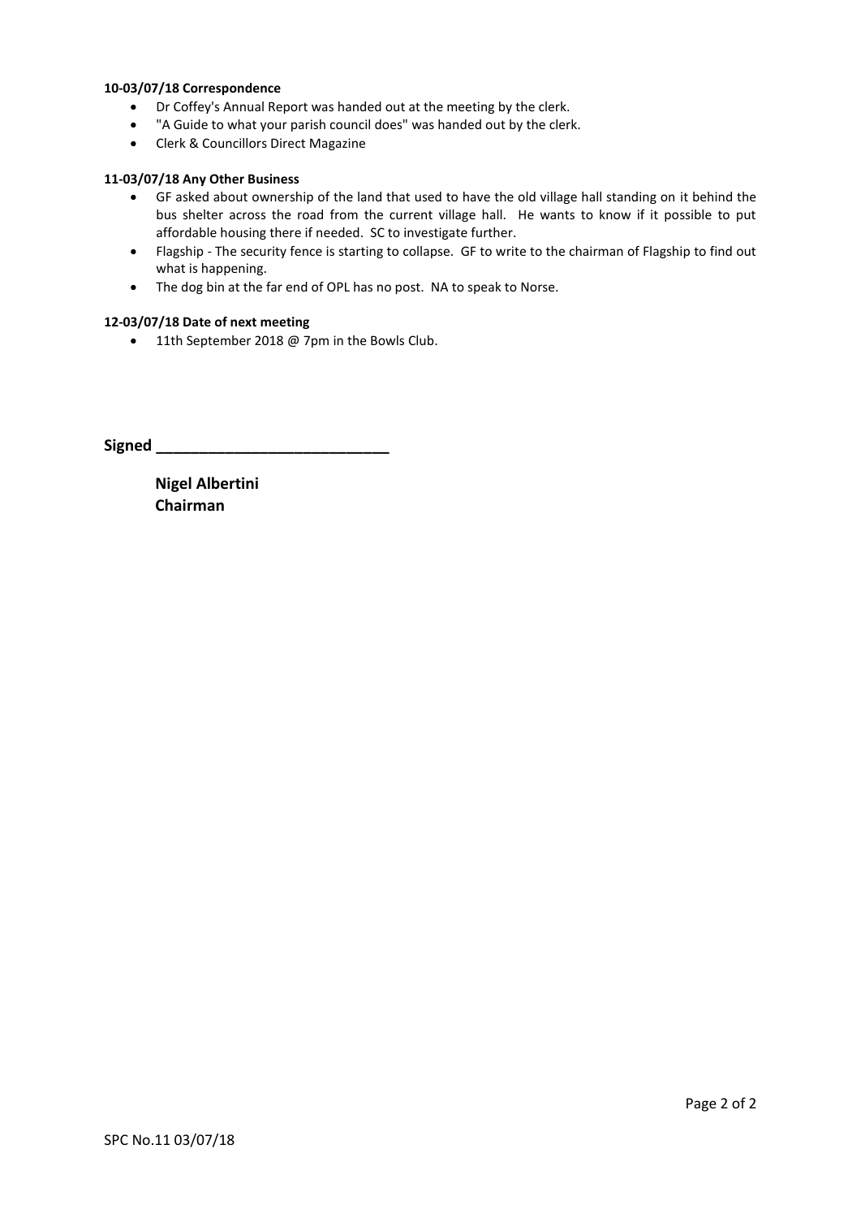**10-03/07/18 Correspondence**

- Dr Coffey's Annual Report was handed out at the meeting by the clerk.
- "A Guide to what your parish council does" was handed out by the clerk.
- Clerk & Councillors Direct Magazine

**11-03/07/18 Any Other Business**

- GF asked about ownership of the land that used to have the old village hall standing on it behind the bus shelter across the road from the current village hall. He wants to know if it possible to put affordable housing there if needed. SC to investigate further.
- Flagship - The security fence is starting to collapse. GF to write to the chairman of Flagship to find out what is happening.
- The dog bin at the far end of OPL has no post. NA to speak to Norse.

**12-03/07/18 Date of next meeting**

- 11th September 2018 @ 7pm in the Bowls Club.

**Signed \_\_\_\_\_\_\_\_\_\_\_\_\_\_\_\_\_\_\_\_\_\_\_\_\_\_\_**

**Nigel Albertini**
**Chairman**

SPC No.11 03/07/18